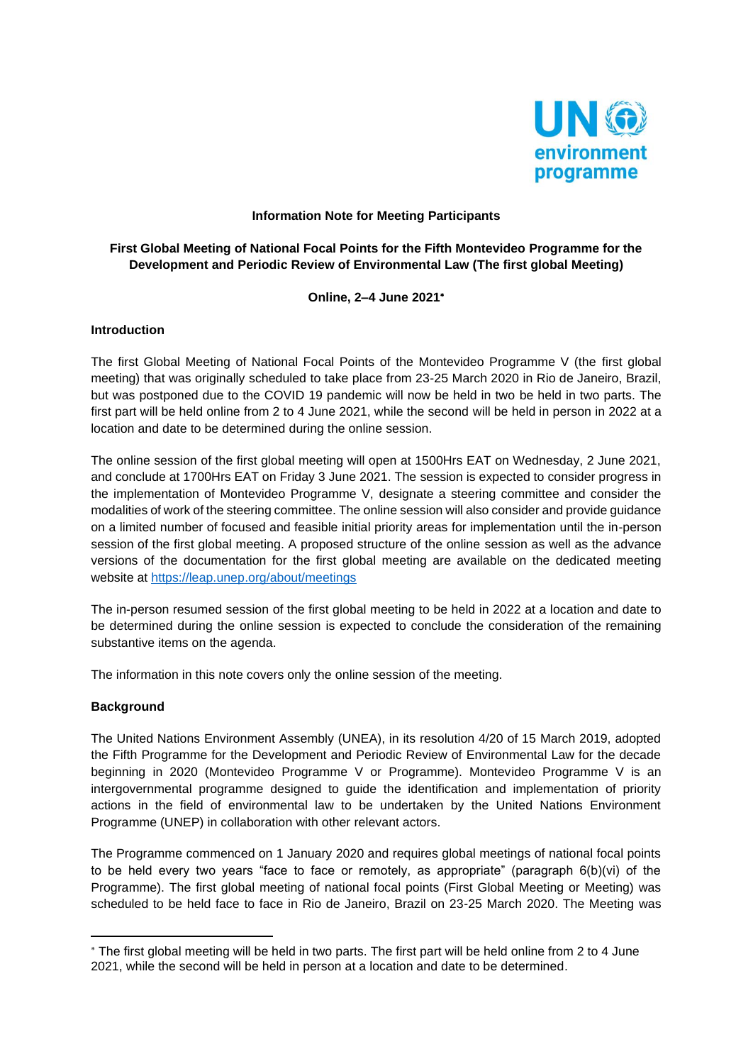**Information Note for Meeting Participants**

**First Global Meeting of National Focal Points for the Fifth Montevideo Programme for the Development and Periodic Review of Environmental Law (The first global Meeting)**

**Online, 2–4 June 2021***

## Introduction

The first Global Meeting of National Focal Points of the Montevideo Programme V (the first global meeting) that was originally scheduled to take place from 23-25 March 2020 in Rio de Janeiro, Brazil, but was postponed due to the COVID 19 pandemic will now be held in two be held in two parts. The first part will be held online from 2 to 4 June 2021, while the second will be held in person in 2022 at a location and date to be determined during the online session.

The online session of the first global meeting will open at 1500Hrs EAT on Wednesday, 2 June 2021, and conclude at 1700Hrs EAT on Friday 3 June 2021. The session is expected to consider progress in the implementation of Montevideo Programme V, designate a steering committee and consider the modalities of work of the steering committee. The online session will also consider and provide guidance on a limited number of focused and feasible initial priority areas for implementation until the in-person session of the first global meeting. A proposed structure of the online session as well as the advance versions of the documentation for the first global meeting are available on the dedicated meeting website at https://leap.unep.org/about/meetings

The in-person resumed session of the first global meeting to be held in 2022 at a location and date to be determined during the online session is expected to conclude the consideration of the remaining substantive items on the agenda.

The information in this note covers only the online session of the meeting.

## Background

The United Nations Environment Assembly (UNEA), in its resolution 4/20 of 15 March 2019, adopted the Fifth Programme for the Development and Periodic Review of Environmental Law for the decade beginning in 2020 (Montevideo Programme V or Programme). Montevideo Programme V is an intergovernmental programme designed to guide the identification and implementation of priority actions in the field of environmental law to be undertaken by the United Nations Environment Programme (UNEP) in collaboration with other relevant actors.

The Programme commenced on 1 January 2020 and requires global meetings of national focal points to be held every two years "face to face or remotely, as appropriate" (paragraph 6(b)(vi) of the Programme). The first global meeting of national focal points (First Global Meeting or Meeting) was scheduled to be held face to face in Rio de Janeiro, Brazil on 23-25 March 2020. The Meeting was

---

* The first global meeting will be held in two parts. The first part will be held online from 2 to 4 June 2021, while the second will be held in person at a location and date to be determined.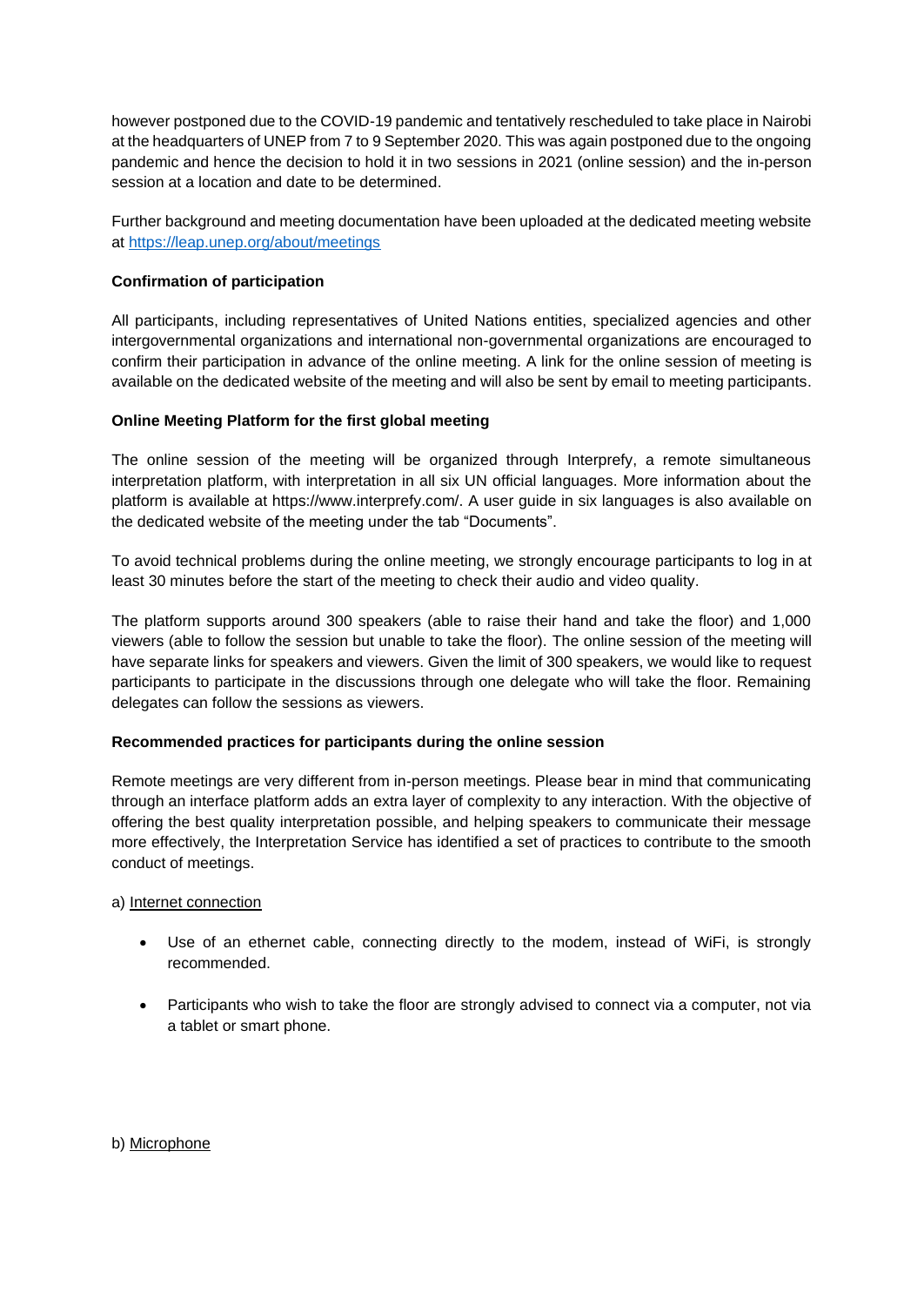however postponed due to the COVID-19 pandemic and tentatively rescheduled to take place in Nairobi at the headquarters of UNEP from 7 to 9 September 2020. This was again postponed due to the ongoing pandemic and hence the decision to hold it in two sessions in 2021 (online session) and the in-person session at a location and date to be determined.

Further background and meeting documentation have been uploaded at the dedicated meeting website at [https://leap.unep.org/about/meetings](https://leap.unep.org/about/meetings)

**Confirmation of participation**

All participants, including representatives of United Nations entities, specialized agencies and other intergovernmental organizations and international non-governmental organizations are encouraged to confirm their participation in advance of the online meeting. A link for the online session of meeting is available on the dedicated website of the meeting and will also be sent by email to meeting participants.

**Online Meeting Platform for the first global meeting**

The online session of the meeting will be organized through Interprefy, a remote simultaneous interpretation platform, with interpretation in all six UN official languages. More information about the platform is available at https://www.interprefy.com/. A user guide in six languages is also available on the dedicated website of the meeting under the tab "Documents".

To avoid technical problems during the online meeting, we strongly encourage participants to log in at least 30 minutes before the start of the meeting to check their audio and video quality.

The platform supports around 300 speakers (able to raise their hand and take the floor) and 1,000 viewers (able to follow the session but unable to take the floor). The online session of the meeting will have separate links for speakers and viewers. Given the limit of 300 speakers, we would like to request participants to participate in the discussions through one delegate who will take the floor. Remaining delegates can follow the sessions as viewers.

**Recommended practices for participants during the online session**

Remote meetings are very different from in-person meetings. Please bear in mind that communicating through an interface platform adds an extra layer of complexity to any interaction. With the objective of offering the best quality interpretation possible, and helping speakers to communicate their message more effectively, the Interpretation Service has identified a set of practices to contribute to the smooth conduct of meetings.

a) Internet connection

- Use of an ethernet cable, connecting directly to the modem, instead of WiFi, is strongly recommended.
- Participants who wish to take the floor are strongly advised to connect via a computer, not via a tablet or smart phone.

b) Microphone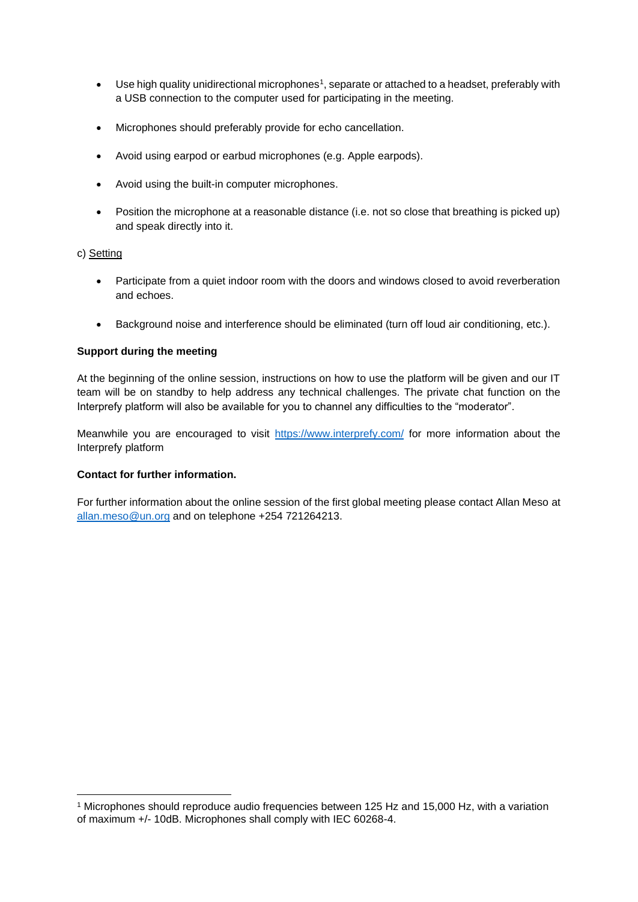- Use high quality unidirectional microphones[1], separate or attached to a headset, preferably with a USB connection to the computer used for participating in the meeting.

- Microphones should preferably provide for echo cancellation.

- Avoid using earpod or earbud microphones (e.g. Apple earpods).

- Avoid using the built-in computer microphones.

- Position the microphone at a reasonable distance (i.e. not so close that breathing is picked up) and speak directly into it.

c) Setting

- Participate from a quiet indoor room with the doors and windows closed to avoid reverberation and echoes.

- Background noise and interference should be eliminated (turn off loud air conditioning, etc.).

**Support during the meeting**

At the beginning of the online session, instructions on how to use the platform will be given and our IT team will be on standby to help address any technical challenges. The private chat function on the Interprefy platform will also be available for you to channel any difficulties to the "moderator".

Meanwhile you are encouraged to visit [https://www.interprefy.com/](https://www.interprefy.com/) for more information about the Interprefy platform

**Contact for further information.**

For further information about the online session of the first global meeting please contact Allan Meso at [allan.meso@un.org](mailto:allan.meso@un.org) and on telephone +254 721264213.

---

[1] Microphones should reproduce audio frequencies between 125 Hz and 15,000 Hz, with a variation of maximum +/- 10dB. Microphones shall comply with IEC 60268-4.